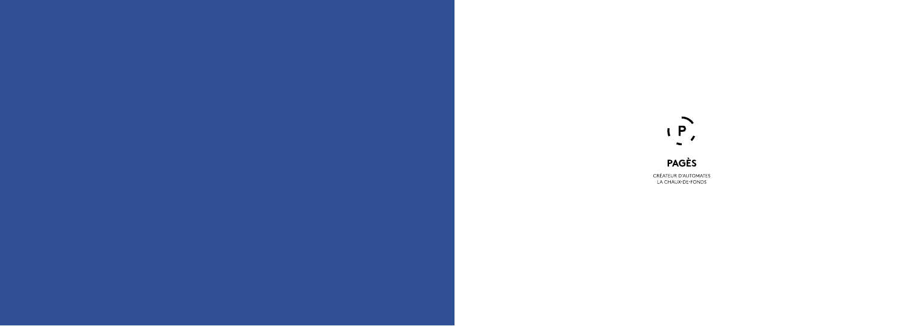**PAGÈS**

CRÉATEUR D'AUTOMATES
LA CHAUX-DE-FONDS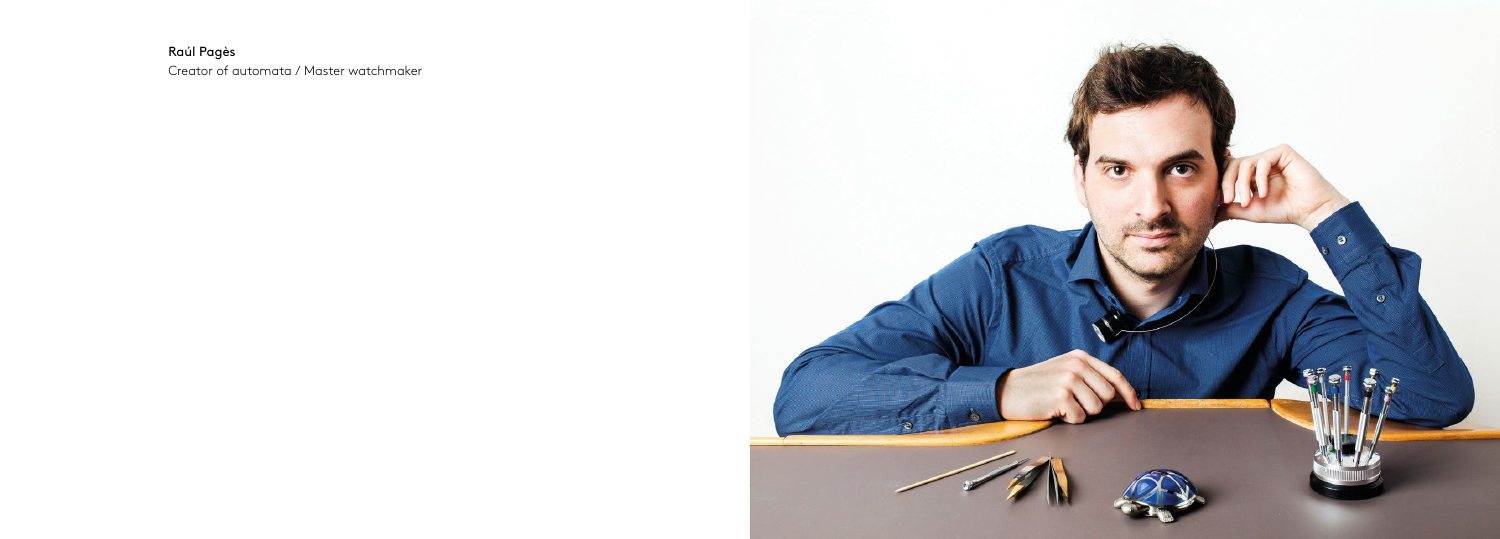**Raúl Pagès**
Creator of automata / Master watchmaker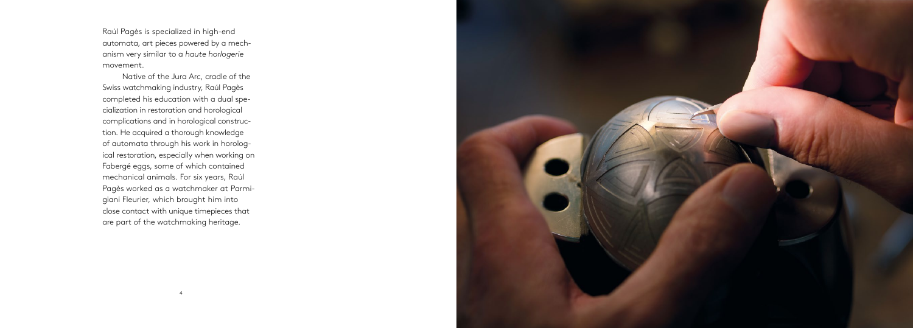Raúl Pagès is specialized in high-end automata, art pieces powered by a mechanism very similar to a *haute horlogerie* movement.

Native of the Jura Arc, cradle of the Swiss watchmaking industry, Raúl Pagès completed his education with a dual specialization in restoration and horological complications and in horological construction. He acquired a thorough knowledge of automata through his work in horological restoration, especially when working on Fabergé eggs, some of which contained mechanical animals. For six years, Raúl Pagès worked as a watchmaker at Parmigiani Fleurier, which brought him into close contact with unique timepieces that are part of the watchmaking heritage.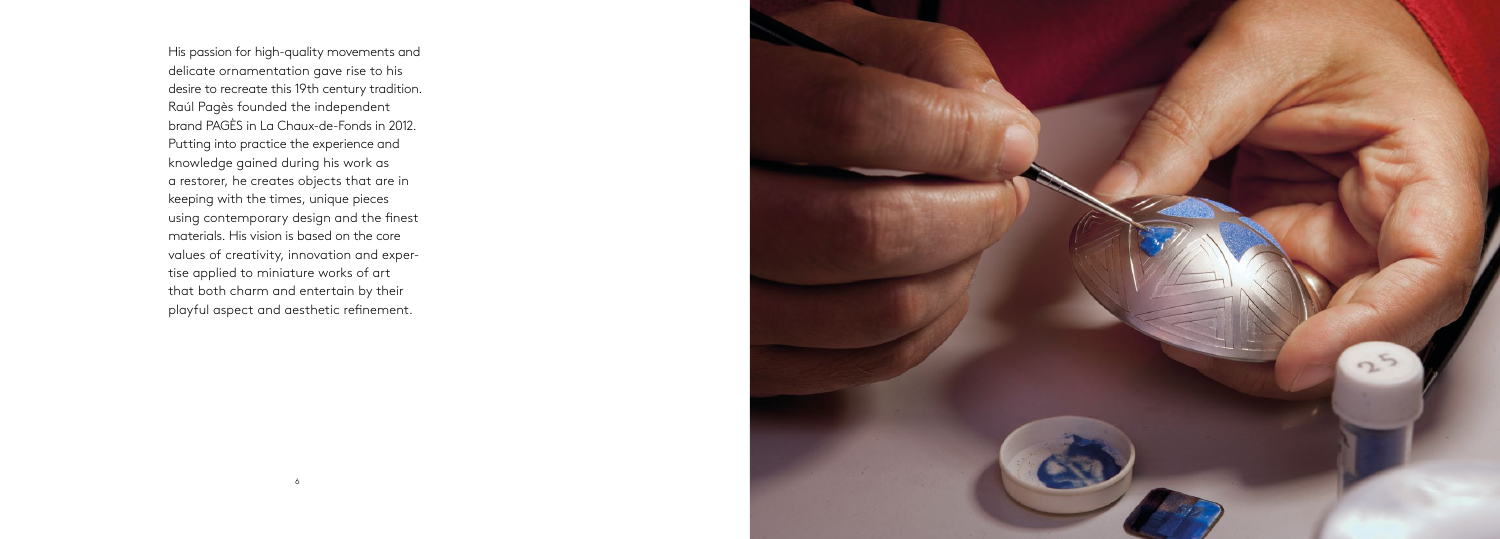His passion for high-quality movements and delicate ornamentation gave rise to his desire to recreate this 19th century tradition. Raúl Pagès founded the independent brand PAGÈS in La Chaux-de-Fonds in 2012. Putting into practice the experience and knowledge gained during his work as a restorer, he creates objects that are in keeping with the times, unique pieces using contemporary design and the finest materials. His vision is based on the core values of creativity, innovation and expertise applied to miniature works of art that both charm and entertain by their playful aspect and aesthetic refinement.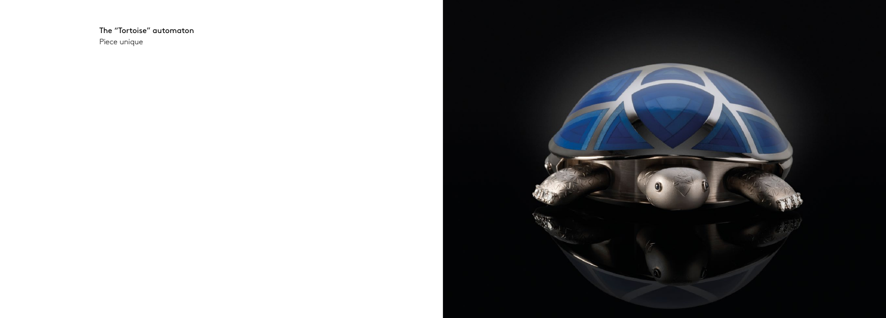The "Tortoise" automaton

Piece unique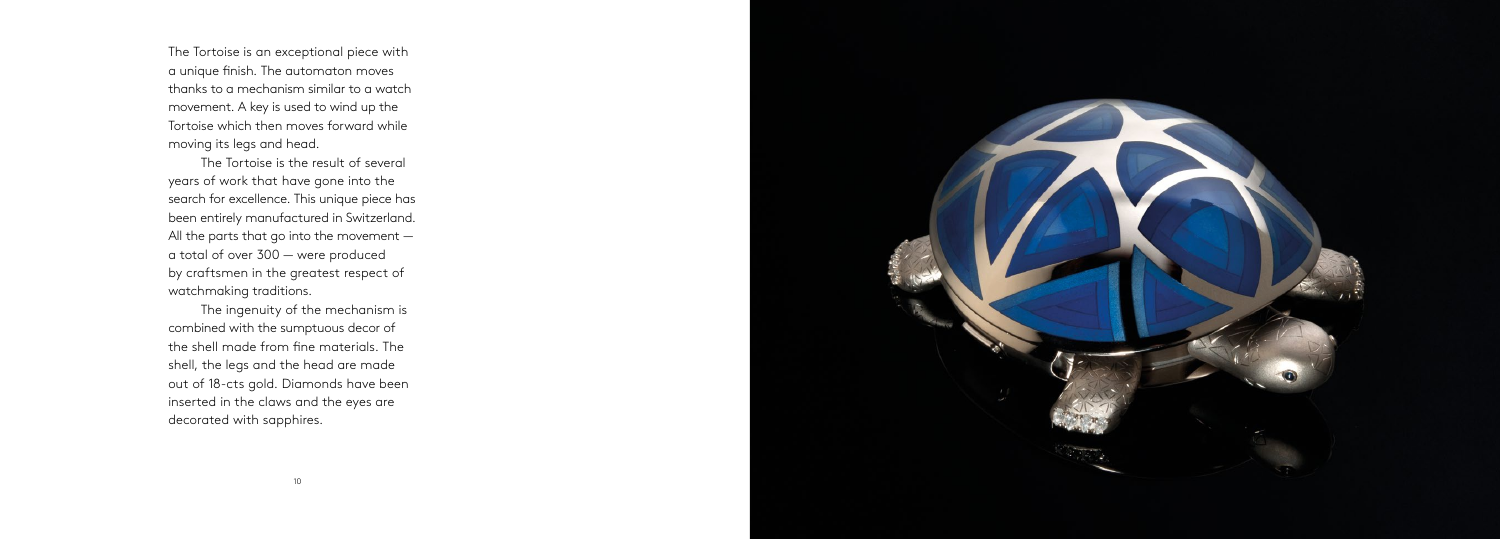The Tortoise is an exceptional piece with a unique finish. The automaton moves thanks to a mechanism similar to a watch movement. A key is used to wind up the Tortoise which then moves forward while moving its legs and head.

The Tortoise is the result of several years of work that have gone into the search for excellence. This unique piece has been entirely manufactured in Switzerland. All the parts that go into the movement — a total of over 300 — were produced by craftsmen in the greatest respect of watchmaking traditions.

The ingenuity of the mechanism is combined with the sumptuous decor of the shell made from fine materials. The shell, the legs and the head are made out of 18-cts gold. Diamonds have been inserted in the claws and the eyes are decorated with sapphires.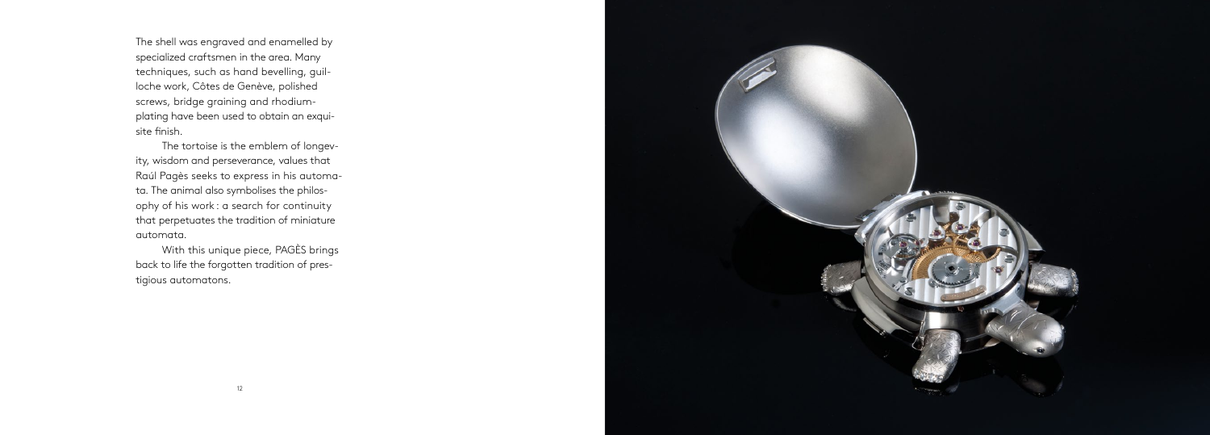The shell was engraved and enamelled by specialized craftsmen in the area. Many techniques, such as hand bevelling, guilloche work, Côtes de Genève, polished screws, bridge graining and rhodium-plating have been used to obtain an exquisite finish.

The tortoise is the emblem of longevity, wisdom and perseverance, values that Raúl Pagès seeks to express in his automata. The animal also symbolises the philosophy of his work : a search for continuity that perpetuates the tradition of miniature automata.

With this unique piece, PAGÈS brings back to life the forgotten tradition of prestigious automatons.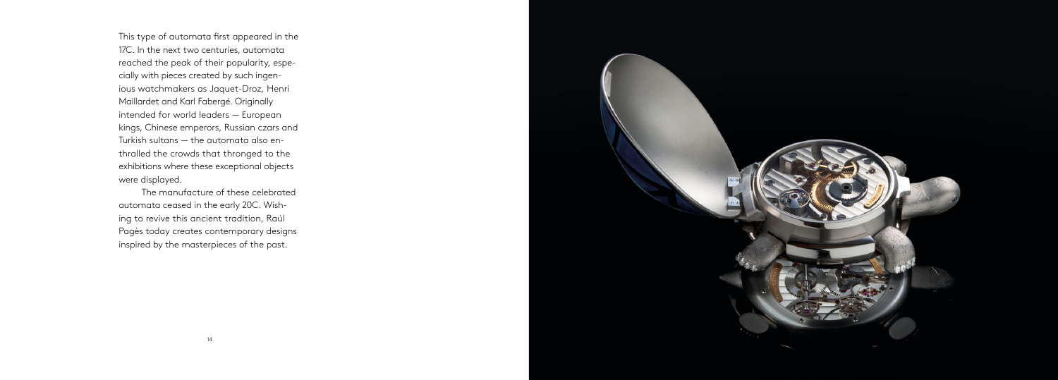This type of automata first appeared in the 17C. In the next two centuries, automata reached the peak of their popularity, especially with pieces created by such ingenious watchmakers as Jaquet-Droz, Henri Maillardet and Karl Fabergé. Originally intended for world leaders — European kings, Chinese emperors, Russian czars and Turkish sultans — the automata also enthralled the crowds that thronged to the exhibitions where these exceptional objects were displayed.

The manufacture of these celebrated automata ceased in the early 20C. Wishing to revive this ancient tradition, Raúl Pagès today creates contemporary designs inspired by the masterpieces of the past.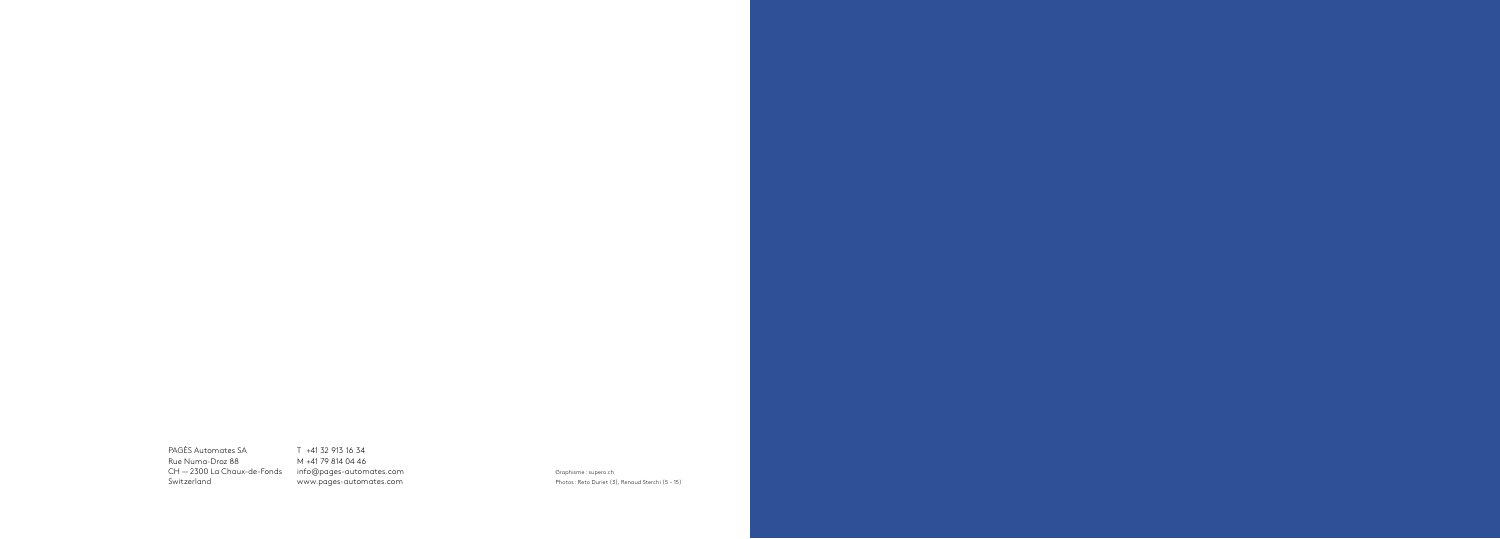PAGÈS Automates SA
Rue Numa-Droz 88
CH — 2300 La Chaux-de-Fonds
Switzerland

T +41 32 913 16 34
M +41 79 814 04 46
info@pages-automates.com
www.pages-automates.com

Graphisme : supero.ch
Photos : Reto Duriet (3), Renaud Sterchi (5 – 15)